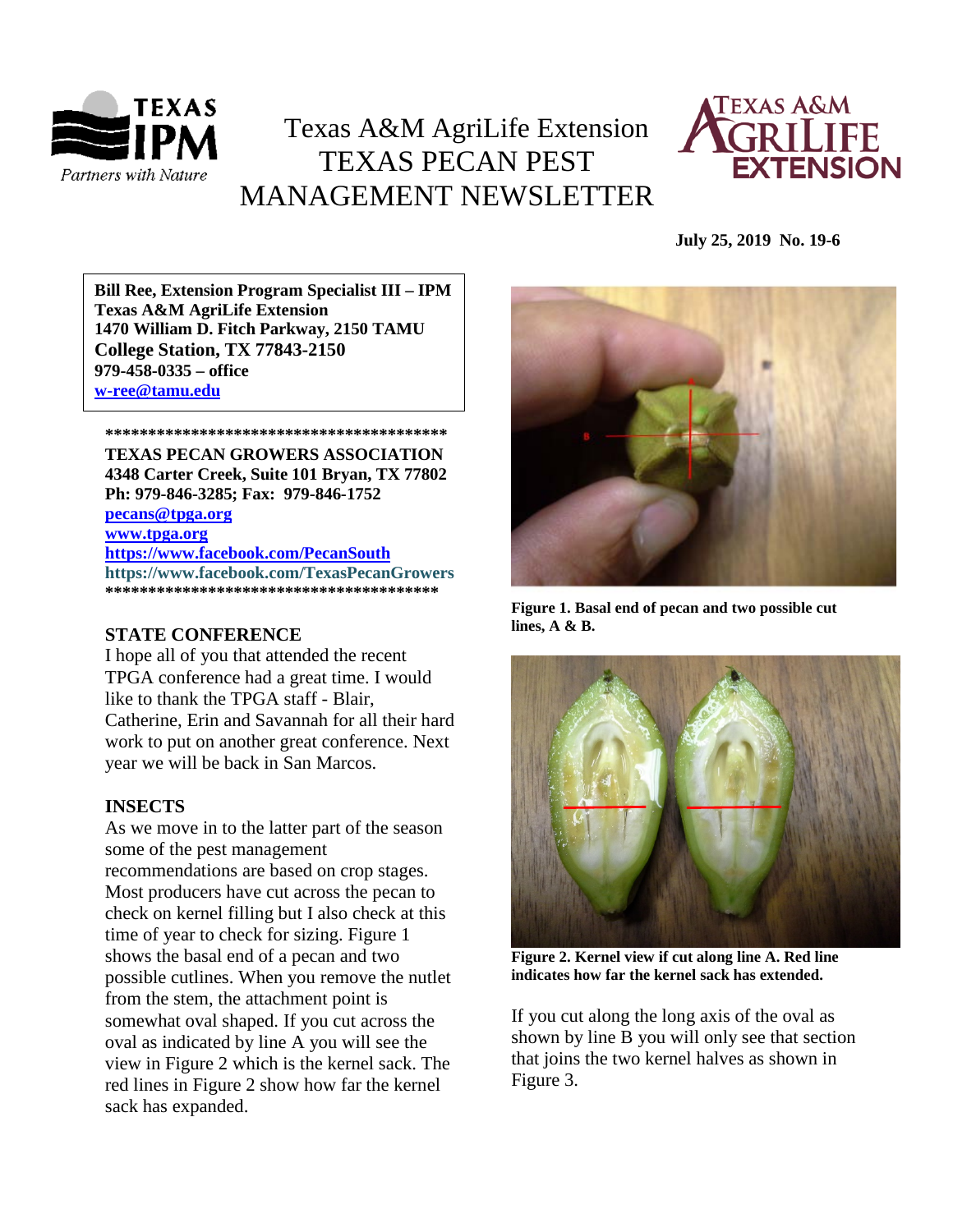# Texas A&M AgriLife Extension TEXAS PECAN PEST MANAGEMENT NEWSLETTER

**July 25, 2019 No. 19-6**

**Bill Ree, Extension Program Specialist III – IPM**
**Texas A&M AgriLife Extension**
**1470 William D. Fitch Parkway, 2150 TAMU**
**College Station, TX 77843-2150**
**979-458-0335 – office**
**w-ree@tamu.edu**

****************************************

**TEXAS PECAN GROWERS ASSOCIATION**
**4348 Carter Creek, Suite 101 Bryan, TX 77802**
**Ph: 979-846-3285; Fax: 979-846-1752**
**pecans@tpga.org**
**www.tpga.org**
**https://www.facebook.com/PecanSouth**
**https://www.facebook.com/TexasPecanGrowers**

****************************************

## STATE CONFERENCE

I hope all of you that attended the recent TPGA conference had a great time. I would like to thank the TPGA staff - Blair, Catherine, Erin and Savannah for all their hard work to put on another great conference. Next year we will be back in San Marcos.

## INSECTS

As we move in to the latter part of the season some of the pest management recommendations are based on crop stages. Most producers have cut across the pecan to check on kernel filling but I also check at this time of year to check for sizing. Figure 1 shows the basal end of a pecan and two possible cutlines. When you remove the nutlet from the stem, the attachment point is somewhat oval shaped. If you cut across the oval as indicated by line A you will see the view in Figure 2 which is the kernel sack. The red lines in Figure 2 show how far the kernel sack has expanded.

**Figure 1. Basal end of pecan and two possible cut lines, A & B.**

**Figure 2. Kernel view if cut along line A. Red line indicates how far the kernel sack has extended.**

If you cut along the long axis of the oval as shown by line B you will only see that section that joins the two kernel halves as shown in Figure 3.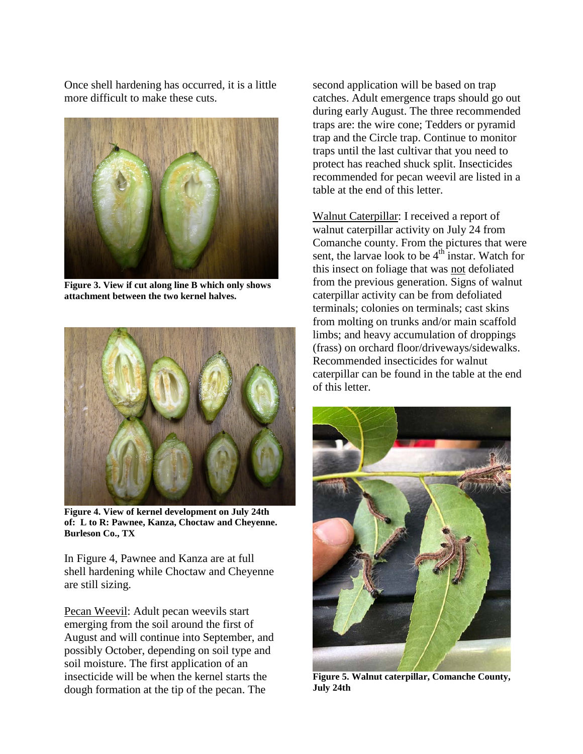Once shell hardening has occurred, it is a little more difficult to make these cuts.

**Figure 3. View if cut along line B which only shows attachment between the two kernel halves.**

**Figure 4. View of kernel development on July 24th of: L to R: Pawnee, Kanza, Choctaw and Cheyenne. Burleson Co., TX**

In Figure 4, Pawnee and Kanza are at full shell hardening while Choctaw and Cheyenne are still sizing.

Pecan Weevil: Adult pecan weevils start emerging from the soil around the first of August and will continue into September, and possibly October, depending on soil type and soil moisture. The first application of an insecticide will be when the kernel starts the dough formation at the tip of the pecan. The second application will be based on trap catches. Adult emergence traps should go out during early August. The three recommended traps are: the wire cone; Tedders or pyramid trap and the Circle trap. Continue to monitor traps until the last cultivar that you need to protect has reached shuck split. Insecticides recommended for pecan weevil are listed in a table at the end of this letter.

Walnut Caterpillar: I received a report of walnut caterpillar activity on July 24 from Comanche county. From the pictures that were sent, the larvae look to be 4th instar. Watch for this insect on foliage that was not defoliated from the previous generation. Signs of walnut caterpillar activity can be from defoliated terminals; colonies on terminals; cast skins from molting on trunks and/or main scaffold limbs; and heavy accumulation of droppings (frass) on orchard floor/driveways/sidewalks. Recommended insecticides for walnut caterpillar can be found in the table at the end of this letter.

**Figure 5. Walnut caterpillar, Comanche County, July 24th**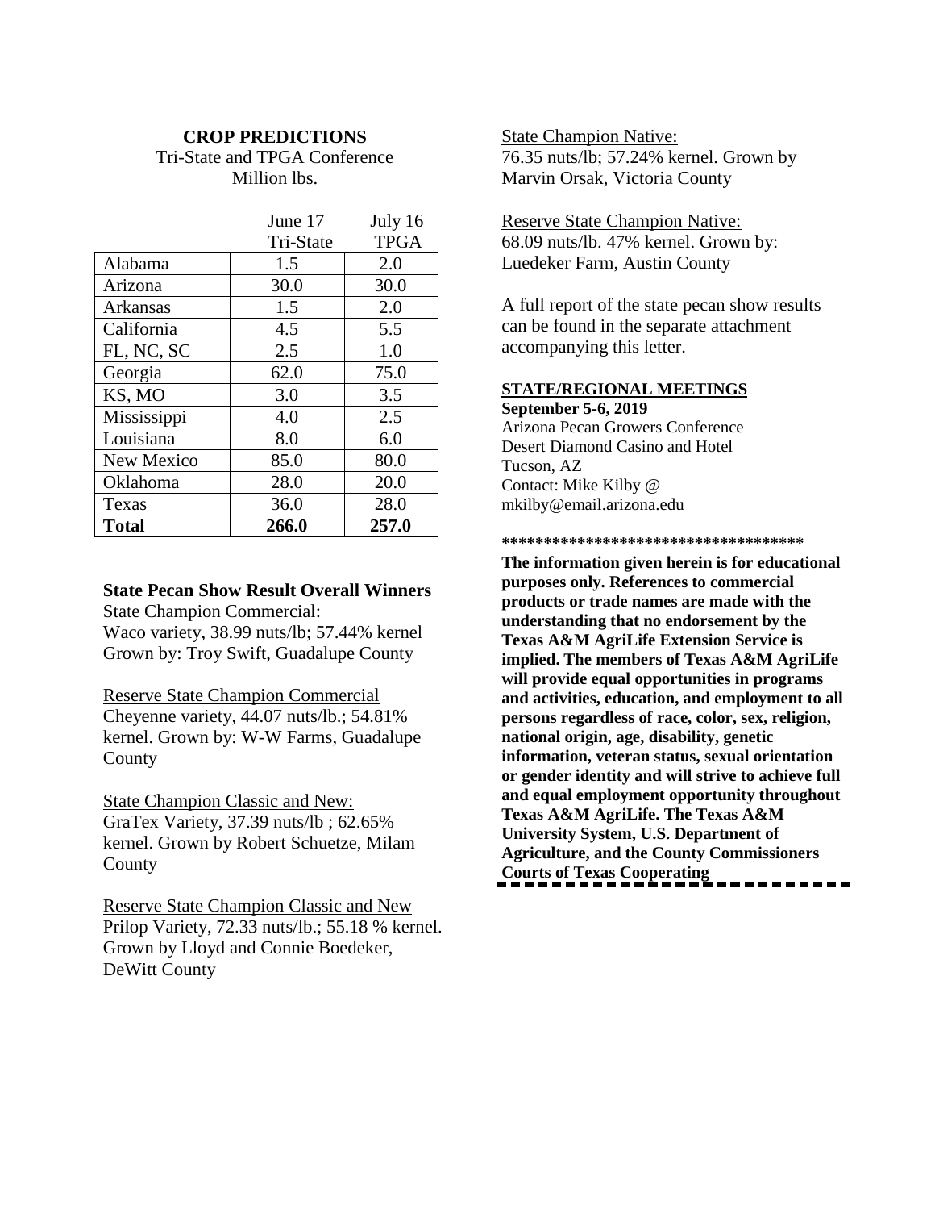**CROP PREDICTIONS**

Tri-State and TPGA Conference
Million lbs.

| | June 17 Tri-State | July 16 TPGA |
|---|---|---|
| Alabama | 1.5 | 2.0 |
| Arizona | 30.0 | 30.0 |
| Arkansas | 1.5 | 2.0 |
| California | 4.5 | 5.5 |
| FL, NC, SC | 2.5 | 1.0 |
| Georgia | 62.0 | 75.0 |
| KS, MO | 3.0 | 3.5 |
| Mississippi | 4.0 | 2.5 |
| Louisiana | 8.0 | 6.0 |
| New Mexico | 85.0 | 80.0 |
| Oklahoma | 28.0 | 20.0 |
| Texas | 36.0 | 28.0 |
| **Total** | **266.0** | **257.0** |

**State Pecan Show Result Overall Winners**

State Champion Commercial:
Waco variety, 38.99 nuts/lb; 57.44% kernel
Grown by: Troy Swift, Guadalupe County

Reserve State Champion Commercial
Cheyenne variety, 44.07 nuts/lb.; 54.81% kernel. Grown by: W-W Farms, Guadalupe County

State Champion Classic and New:
GraTex Variety, 37.39 nuts/lb ; 62.65% kernel. Grown by Robert Schuetze, Milam County

Reserve State Champion Classic and New
Prilop Variety, 72.33 nuts/lb.; 55.18 % kernel. Grown by Lloyd and Connie Boedeker, DeWitt County

State Champion Native:
76.35 nuts/lb; 57.24% kernel. Grown by Marvin Orsak, Victoria County

Reserve State Champion Native:
68.09 nuts/lb. 47% kernel. Grown by: Luedeker Farm, Austin County

A full report of the state pecan show results can be found in the separate attachment accompanying this letter.

**STATE/REGIONAL MEETINGS**

**September 5-6, 2019**
Arizona Pecan Growers Conference
Desert Diamond Casino and Hotel
Tucson, AZ
Contact: Mike Kilby @ mkilby@email.arizona.edu

**************************************

**The information given herein is for educational purposes only. References to commercial products or trade names are made with the understanding that no endorsement by the Texas A&M AgriLife Extension Service is implied. The members of Texas A&M AgriLife will provide equal opportunities in programs and activities, education, and employment to all persons regardless of race, color, sex, religion, national origin, age, disability, genetic information, veteran status, sexual orientation or gender identity and will strive to achieve full and equal employment opportunity throughout Texas A&M AgriLife. The Texas A&M University System, U.S. Department of Agriculture, and the County Commissioners Courts of Texas Cooperating**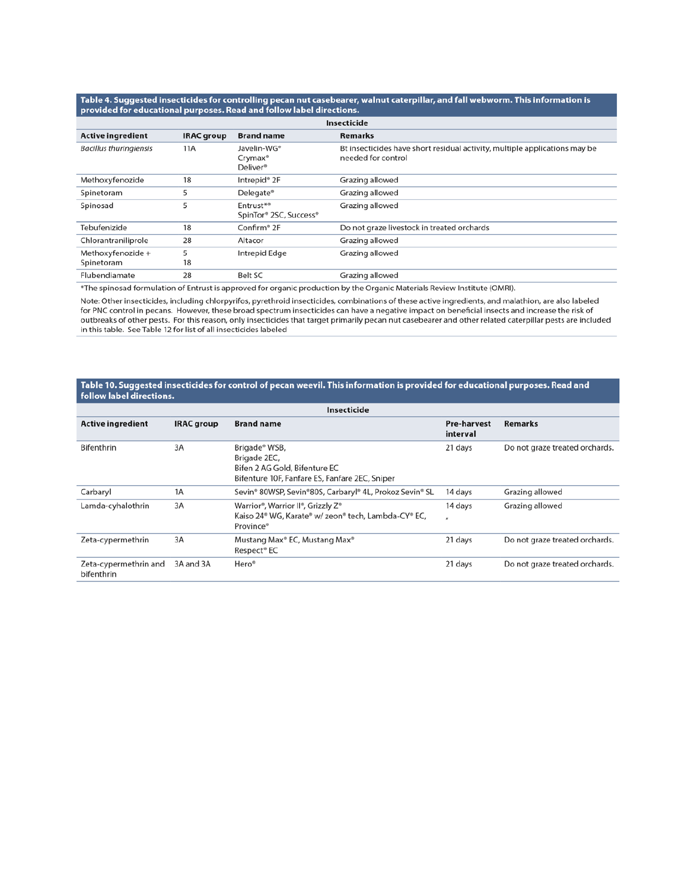**Table 4. Suggested insecticides for controlling pecan nut casebearer, walnut caterpillar, and fall webworm. This information is provided for educational purposes. Read and follow label directions.**

| Insecticide | | | |
|---|---|---|---|
| **Active ingredient** | **IRAC group** | **Brand name** | **Remarks** |
| *Bacillus thuringiensis* | 11A | Javelin-WG® Crymax® Deliver® | Bt insecticides have short residual activity, multiple applications may be needed for control |
| Methoxyfenozide | 18 | Intrepid® 2F | Grazing allowed |
| Spinetoram | 5 | Delegate® | Grazing allowed |
| Spinosad | 5 | Entrust*® SpinTor® 2SC, Success® | Grazing allowed |
| Tebufenizide | 18 | Confirm® 2F | Do not graze livestock in treated orchards |
| Chlorantraniliprole | 28 | Altacor | Grazing allowed |
| Methoxyfenozide + Spinetoram | 5 18 | Intrepid Edge | Grazing allowed |
| Flubendiamate | 28 | Belt SC | Grazing allowed |

*The spinosad formulation of Entrust is approved for organic production by the Organic Materials Review Institute (OMRI).

Note: Other insecticides, including chlorpyrifos, pyrethroid insecticides, combinations of these active ingredients, and malathion, are also labeled for PNC control in pecans. However, these broad spectrum insecticides can have a negative impact on beneficial insects and increase the risk of outbreaks of other pests. For this reason, only insecticides that target primarily pecan nut casebearer and other related caterpillar pests are included in this table. See Table 12 for list of all insecticides labeled

**Table 10. Suggested insecticides for control of pecan weevil. This information is provided for educational purposes. Read and follow label directions.**

| Insecticide | | | | |
|---|---|---|---|---|
| **Active ingredient** | **IRAC group** | **Brand name** | **Pre-harvest interval** | **Remarks** |
| Bifenthrin | 3A | Brigade® WSB, Brigade 2EC, Bifen 2 AG Gold, Bifenture EC Bifenture 10F, Fanfare ES, Fanfare 2EC, Sniper | 21 days | Do not graze treated orchards. |
| Carbaryl | 1A | Sevin® 80WSP, Sevin®80S, Carbaryl® 4L, Prokoz Sevin® SL | 14 days | Grazing allowed |
| Lamda-cyhalothrin | 3A | Warrior®, Warrior II®, Grizzly Z® Kaiso 24® WG, Karate® w/ zeon® tech, Lambda-CY® EC, Province® | 14 days " | Grazing allowed |
| Zeta-cypermethrin | 3A | Mustang Max® EC, Mustang Max® Respect® EC | 21 days | Do not graze treated orchards. |
| Zeta-cypermethrin and bifenthrin | 3A and 3A | Hero® | 21 days | Do not graze treated orchards. |